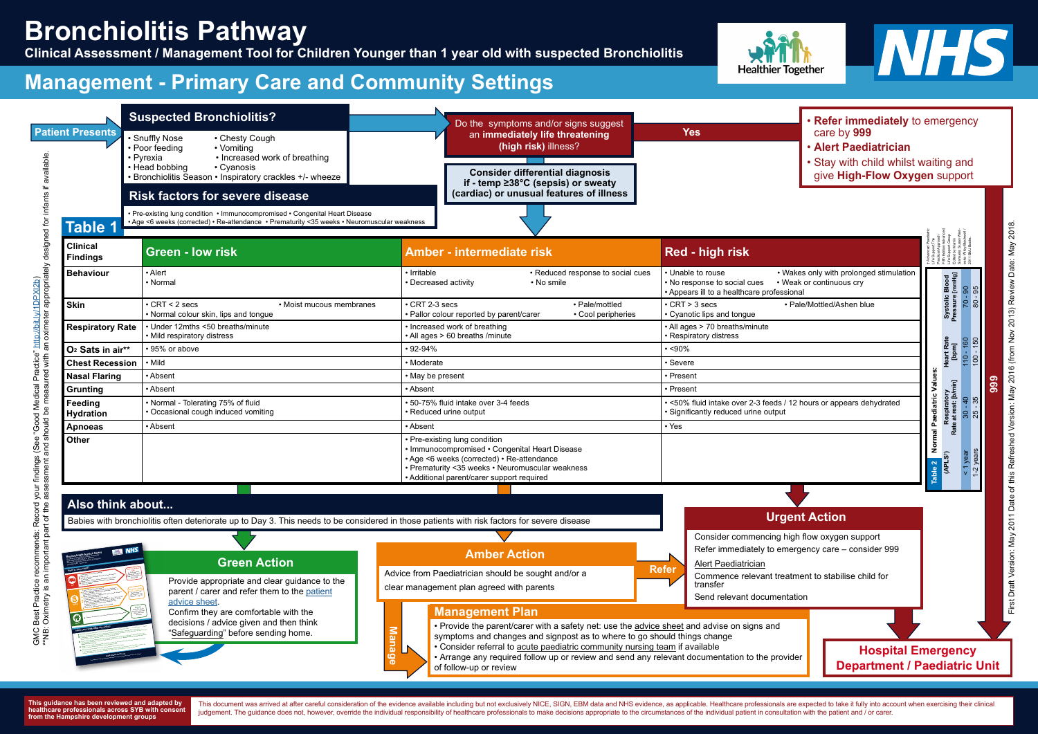# Bronchiolitis Pathway

**Clinical Assessment / Management Tool for Children Younger than 1 year old with suspected Bronchiolitis**

Healthier Together

NHS

## Management - Primary Care and Community Settings

**Patient Presents**

### Suspected Bronchiolitis?

- Snuffly Nose
- Poor feeding
- Pyrexia
- Head bobbing
- Bronchiolitis Season
- Chesty Cough
- Vomiting
- Increased work of breathing
- Cyanosis
- Inspiratory crackles +/- wheeze

### Risk factors for severe disease

- Pre-existing lung condition • Immunocompromised • Congenital Heart Disease
- Age <6 weeks (corrected) • Re-attendance • Prematurity <35 weeks • Neuromuscular weakness

Do the symptoms and/or signs suggest an **immediately life threatening (high risk)** illness?

**Yes**

- **Refer immediately** to emergency care by **999**
- **Alert Paediatrician**
- Stay with child whilst waiting and give **High-Flow Oxygen** support

**Consider differential diagnosis if - temp ≥38°C (sepsis) or sweaty (cardiac) or unusual features of illness**

### Table 1

| Clinical Findings | Green - low risk | Amber - intermediate risk | Red - high risk |
|---|---|---|---|
| Behaviour | • Alert<br>• Normal | • Irritable<br>• Decreased activity<br>• Reduced response to social cues<br>• No smile | • Unable to rouse<br>• No response to social cues<br>• Appears ill to a healthcare professional<br>• Wakes only with prolonged stimulation<br>• Weak or continuous cry |
| Skin | • CRT < 2 secs<br>• Normal colour skin, lips and tongue<br>• Moist mucous membranes | • CRT 2-3 secs<br>• Pallor colour reported by parent/carer<br>• Pale/mottled<br>• Cool peripheries | • CRT > 3 secs<br>• Cyanotic lips and tongue<br>• Pale/Mottled/Ashen blue |
| Respiratory Rate | • Under 12mths <50 breaths/minute<br>• Mild respiratory distress | • Increased work of breathing<br>• All ages > 60 breaths /minute | • All ages > 70 breaths/minute<br>• Respiratory distress |
| $O_2$ Sats in air** | • 95% or above | • 92-94% | • <90% |
| Chest Recession | • Mild | • Moderate | • Severe |
| Nasal Flaring | • Absent | • May be present | • Present |
| Grunting | • Absent | • Absent | • Present |
| Feeding Hydration | • Normal - Tolerating 75% of fluid<br>• Occasional cough induced vomiting | • 50-75% fluid intake over 3-4 feeds<br>• Reduced urine output | • <50% fluid intake over 2-3 feeds / 12 hours or appears dehydrated<br>• Significantly reduced urine output |
| Apnoeas | • Absent | • Absent | • Yes |
| Other | | • Pre-existing lung condition<br>• Immunocompromised • Congenital Heart Disease<br>• Age <6 weeks (corrected) • Re-attendance<br>• Prematurity <35 weeks • Neuromuscular weakness<br>• Additional parent/carer support required | |

### Table 2 — Normal Paediatric Values: (APLS[1])

| | Respiratory Rate at rest: [b/min] | Heart Rate [bpm] | Systolic Blood Pressure [mmHg] |
|---|---|---|---|
| < 1 year | 30 - 40 | 110 - 160 | 70 - 90 |
| 1-2 years | 25 - 35 | 100 - 150 | 80 - 95 |

[1] Advanced Paediatric Life Support: The Practical Approach, Fifth Edition Advanced Life Support Group. Edited by Martin Samuels, Susan Wieteska Wiley/Blackwell / 2011 BMJ Books.

### Also think about...

Babies with bronchiolitis often deteriorate up to Day 3. This needs to be considered in those patients with risk factors for severe disease

### Green Action

Provide appropriate and clear guidance to the parent / carer and refer them to the patient advice sheet.

Confirm they are comfortable with the decisions / advice given and then think "Safeguarding" before sending home.

### Amber Action

Advice from Paediatrician should be sought and/or a clear management plan agreed with parents

**Refer**

**Manage**

### Urgent Action

Consider commencing high flow oxygen support

Refer immediately to emergency care – consider 999

Alert Paediatrician

Commence relevant treatment to stabilise child for transfer

Send relevant documentation

**999**

### Management Plan

- Provide the parent/carer with a safety net: use the advice sheet and advise on signs and symptoms and changes and signpost as to where to go should things change
- Consider referral to acute paediatric community nursing team if available
- Arrange any required follow up or review and send any relevant documentation to the provider of follow-up or review

**Hospital Emergency Department / Paediatric Unit**

GMC Best Practice recommends: Record your findings (See "Good Medical Practice" http://bit.ly/1DPXi2b)

**NB: Oximetry is an important part of the assessment and should be measured with an oximeter appropriately designed for infants if available.

First Draft Version: May 2011 Date of this Refreshed Version: May 2016 (from Nov 2013) Review Date: May 2018.

**This guidance has been reviewed and adapted by healthcare professionals across SYB with consent from the Hampshire development groups**

This document was arrived at after careful consideration of the evidence available including but not exclusively NICE, SIGN, EBM data and NHS evidence, as applicable. Healthcare professionals are expected to take it fully into account when exercising their clinical judgement. The guidance does not, however, override the individual responsibility of healthcare professionals to make decisions appropriate to the circumstances of the individual patient in consultation with the patient and / or carer.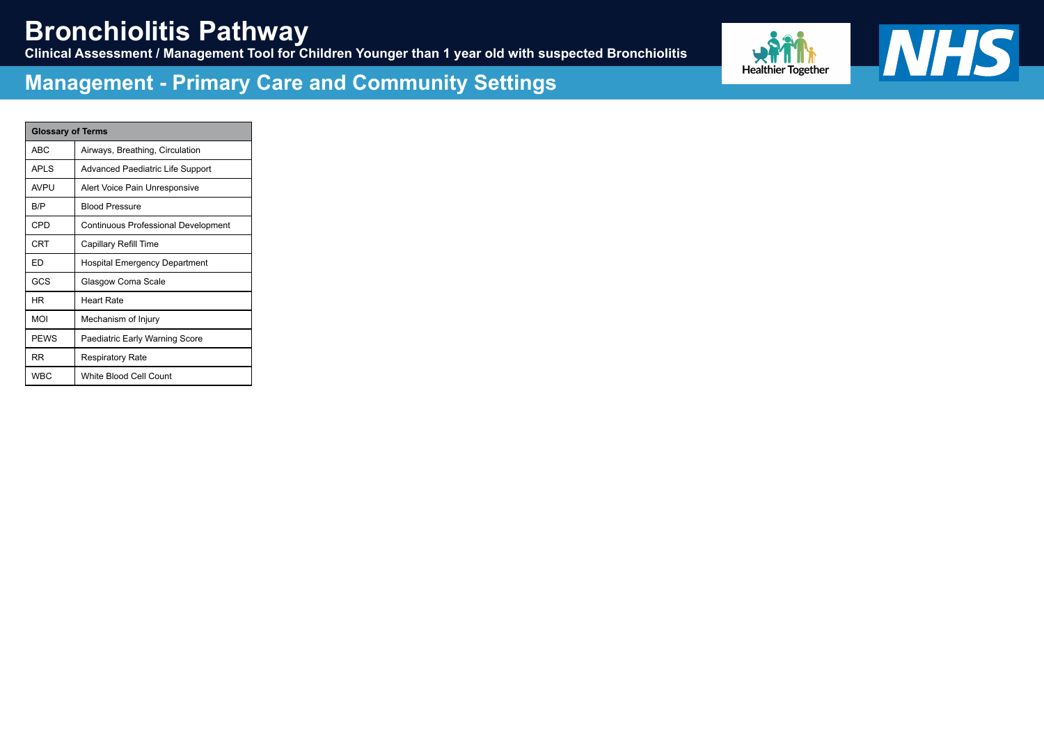# Bronchiolitis Pathway

**Clinical Assessment / Management Tool for Children Younger than 1 year old with suspected Bronchiolitis**

## Management - Primary Care and Community Settings

| **Glossary of Terms** | |
|---|---|
| ABC | Airways, Breathing, Circulation |
| APLS | Advanced Paediatric Life Support |
| AVPU | Alert Voice Pain Unresponsive |
| B/P | Blood Pressure |
| CPD | Continuous Professional Development |
| CRT | Capillary Refill Time |
| ED | Hospital Emergency Department |
| GCS | Glasgow Coma Scale |
| HR | Heart Rate |
| MOI | Mechanism of Injury |
| PEWS | Paediatric Early Warning Score |
| RR | Respiratory Rate |
| WBC | White Blood Cell Count |